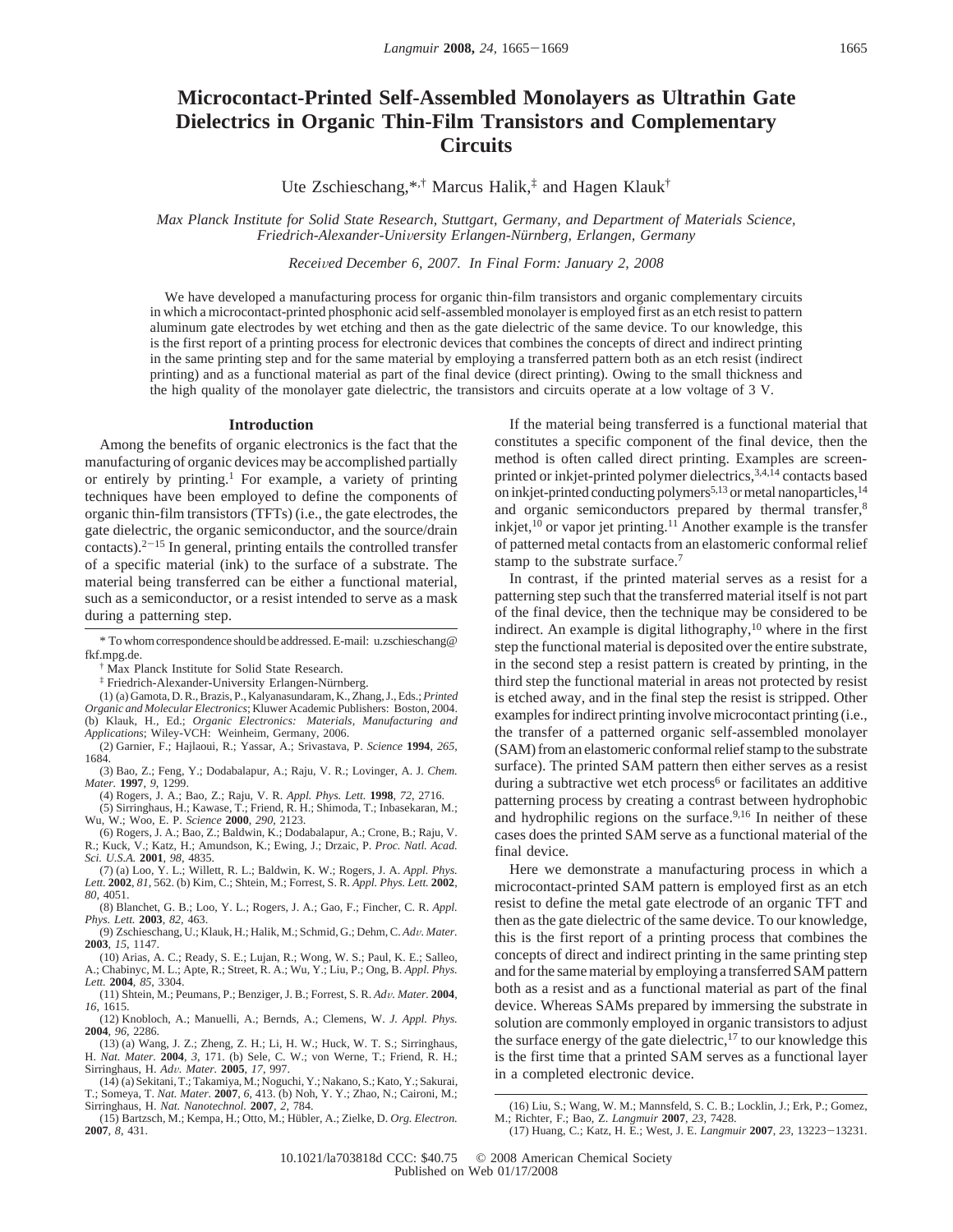# Microcontact-Printed Self-Assembled Monolayers as Ultrathin Gate Dielectrics in Organic Thin-Film Transistors and Complementary Circuits

Ute Zschieschang,*,† Marcus Halik,‡ and Hagen Klauk†

*Max Planck Institute for Solid State Research, Stuttgart, Germany, and Department of Materials Science, Friedrich-Alexander-University Erlangen-Nürnberg, Erlangen, Germany*

*Received December 6, 2007. In Final Form: January 2, 2008*

We have developed a manufacturing process for organic thin-film transistors and organic complementary circuits in which a microcontact-printed phosphonic acid self-assembled monolayer is employed first as an etch resist to pattern aluminum gate electrodes by wet etching and then as the gate dielectric of the same device. To our knowledge, this is the first report of a printing process for electronic devices that combines the concepts of direct and indirect printing in the same printing step and for the same material by employing a transferred pattern both as an etch resist (indirect printing) and as a functional material as part of the final device (direct printing). Owing to the small thickness and the high quality of the monolayer gate dielectric, the transistors and circuits operate at a low voltage of 3 V.

## Introduction

Among the benefits of organic electronics is the fact that the manufacturing of organic devices may be accomplished partially or entirely by printing.[1] For example, a variety of printing techniques have been employed to define the components of organic thin-film transistors (TFTs) (i.e., the gate electrodes, the gate dielectric, the organic semiconductor, and the source/drain contacts).[2−15] In general, printing entails the controlled transfer of a specific material (ink) to the surface of a substrate. The material being transferred can be either a functional material, such as a semiconductor, or a resist intended to serve as a mask during a patterning step.

If the material being transferred is a functional material that constitutes a specific component of the final device, then the method is often called direct printing. Examples are screen-printed or inkjet-printed polymer dielectrics,[3,4,14] contacts based on inkjet-printed conducting polymers[5,13] or metal nanoparticles,[14] and organic semiconductors prepared by thermal transfer,[8] inkjet,[10] or vapor jet printing.[11] Another example is the transfer of patterned metal contacts from an elastomeric conformal relief stamp to the substrate surface.[7]

In contrast, if the printed material serves as a resist for a patterning step such that the transferred material itself is not part of the final device, then the technique may be considered to be indirect. An example is digital lithography,[10] where in the first step the functional material is deposited over the entire substrate, in the second step a resist pattern is created by printing, in the third step the functional material in areas not protected by resist is etched away, and in the final step the resist is stripped. Other examples for indirect printing involve microcontact printing (i.e., the transfer of a patterned organic self-assembled monolayer (SAM) from an elastomeric conformal relief stamp to the substrate surface). The printed SAM pattern then either serves as a resist during a subtractive wet etch process[6] or facilitates an additive patterning process by creating a contrast between hydrophobic and hydrophilic regions on the surface.[9,16] In neither of these cases does the printed SAM serve as a functional material of the final device.

Here we demonstrate a manufacturing process in which a microcontact-printed SAM pattern is employed first as an etch resist to define the metal gate electrode of an organic TFT and then as the gate dielectric of the same device. To our knowledge, this is the first report of a printing process that combines the concepts of direct and indirect printing in the same printing step and for the same material by employing a transferred SAM pattern both as a resist and as a functional material as part of the final device. Whereas SAMs prepared by immersing the substrate in solution are commonly employed in organic transistors to adjust the surface energy of the gate dielectric,[17] to our knowledge this is the first time that a printed SAM serves as a functional layer in a completed electronic device.

---

\* To whom correspondence should be addressed. E-mail: u.zschieschang@fkf.mpg.de.

† Max Planck Institute for Solid State Research.

‡ Friedrich-Alexander-University Erlangen-Nürnberg.

(1) (a) Gamota, D. R.; Brazis, P.; Kalyanasundaram, K.; Zhang, J., Eds.; *Printed Organic and Molecular Electronics*; Kluwer Academic Publishers: Boston, 2004. (b) Klauk, H., Ed.; *Organic Electronics: Materials, Manufacturing and Applications*; Wiley-VCH: Weinheim, Germany, 2006.

(2) Garnier, F.; Hajlaoui, R.; Yassar, A.; Srivastava, P. *Science* **1994**, *265*, 1684.

(3) Bao, Z.; Feng, Y.; Dodabalapur, A.; Raju, V. R.; Lovinger, A. J. *Chem. Mater.* **1997**, *9*, 1299.

(4) Rogers, J. A.; Bao, Z.; Raju, V. R. *Appl. Phys. Lett.* **1998**, *72*, 2716.

(5) Sirringhaus, H.; Kawase, T.; Friend, R. H.; Shimoda, T.; Inbasekaran, M.; Wu, W.; Woo, E. P. *Science* **2000**, *290*, 2123.

(6) Rogers, J. A.; Bao, Z.; Baldwin, K.; Dodabalapur, A.; Crone, B.; Raju, V. R.; Kuck, V.; Katz, H.; Amundson, K.; Ewing, J.; Drzaic, P. *Proc. Natl. Acad. Sci. U.S.A.* **2001**, *98*, 4835.

(7) (a) Loo, Y. L.; Willett, R. L.; Baldwin, K. W.; Rogers, J. A. *Appl. Phys. Lett.* **2002**, *81*, 562. (b) Kim, C.; Shtein, M.; Forrest, S. R. *Appl. Phys. Lett.* **2002**, *80*, 4051.

(8) Blanchet, G. B.; Loo, Y. L.; Rogers, J. A.; Gao, F.; Fincher, C. R. *Appl. Phys. Lett.* **2003**, *82*, 463.

(9) Zschieschang, U.; Klauk, H.; Halik, M.; Schmid, G.; Dehm, C. *Adv. Mater.* **2003**, *15*, 1147.

(10) Arias, A. C.; Ready, S. E.; Lujan, R.; Wong, W. S.; Paul, K. E.; Salleo, A.; Chabinyc, M. L.; Apte, R.; Street, R. A.; Wu, Y.; Liu, P.; Ong, B. *Appl. Phys. Lett.* **2004**, *85*, 3304.

(11) Shtein, M.; Peumans, P.; Benziger, J. B.; Forrest, S. R. *Adv. Mater.* **2004**, *16*, 1615.

(12) Knobloch, A.; Manuelli, A.; Bernds, A.; Clemens, W. *J. Appl. Phys.* **2004**, *96*, 2286.

(13) (a) Wang, J. Z.; Zheng, Z. H.; Li, H. W.; Huck, W. T. S.; Sirringhaus, H. *Nat. Mater.* **2004**, *3*, 171. (b) Sele, C. W.; von Werne, T.; Friend, R. H.; Sirringhaus, H. *Adv. Mater.* **2005**, *17*, 997.

(14) (a) Sekitani, T.; Takamiya, M.; Noguchi, Y.; Nakano, S.; Kato, Y.; Sakurai, T.; Someya, T. *Nat. Mater.* **2007**, *6*, 413. (b) Noh, Y. Y.; Zhao, N.; Caironi, M.; Sirringhaus, H. *Nat. Nanotechnol.* **2007**, *2*, 784.

(15) Bartzsch, M.; Kempa, H.; Otto, M.; Hübler, A.; Zielke, D. *Org. Electron.* **2007**, *8*, 431.

(16) Liu, S.; Wang, W. M.; Mannsfeld, S. C. B.; Locklin, J.; Erk, P.; Gomez, M.; Richter, F.; Bao, Z. *Langmuir* **2007**, *23*, 7428.

(17) Huang, C.; Katz, H. E.; West, J. E. *Langmuir* **2007**, *23*, 13223−13231.

10.1021/la703818d CCC: $40.75 © 2008 American Chemical Society
Published on Web 01/17/2008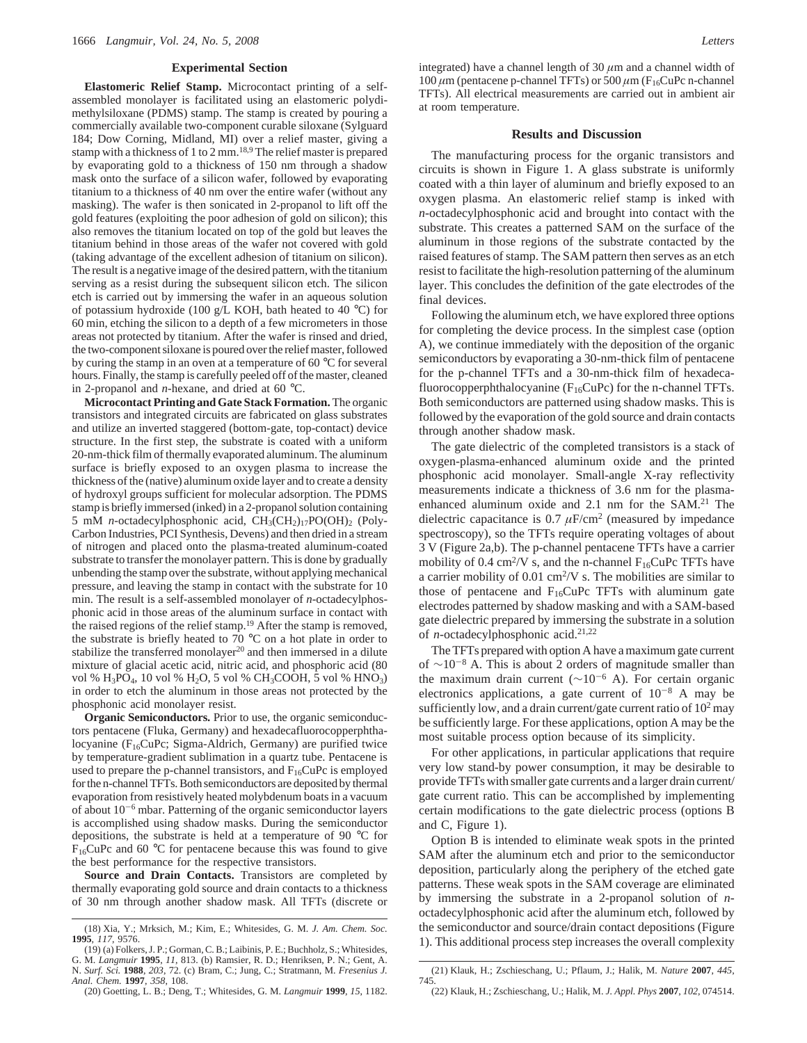## Experimental Section

**Elastomeric Relief Stamp.** Microcontact printing of a self-assembled monolayer is facilitated using an elastomeric polydimethylsiloxane (PDMS) stamp. The stamp is created by pouring a commercially available two-component curable siloxane (Sylguard 184; Dow Corning, Midland, MI) over a relief master, giving a stamp with a thickness of 1 to 2 mm.[18,9] The relief master is prepared by evaporating gold to a thickness of 150 nm through a shadow mask onto the surface of a silicon wafer, followed by evaporating titanium to a thickness of 40 nm over the entire wafer (without any masking). The wafer is then sonicated in 2-propanol to lift off the gold features (exploiting the poor adhesion of gold on silicon); this also removes the titanium located on top of the gold but leaves the titanium behind in those areas of the wafer not covered with gold (taking advantage of the excellent adhesion of titanium on silicon). The result is a negative image of the desired pattern, with the titanium serving as a resist during the subsequent silicon etch. The silicon etch is carried out by immersing the wafer in an aqueous solution of potassium hydroxide (100 g/L KOH, bath heated to 40 °C) for 60 min, etching the silicon to a depth of a few micrometers in those areas not protected by titanium. After the wafer is rinsed and dried, the two-component siloxane is poured over the relief master, followed by curing the stamp in an oven at a temperature of 60 °C for several hours. Finally, the stamp is carefully peeled off of the master, cleaned in 2-propanol and *n*-hexane, and dried at 60 °C.

**Microcontact Printing and Gate Stack Formation.** The organic transistors and integrated circuits are fabricated on glass substrates and utilize an inverted staggered (bottom-gate, top-contact) device structure. In the first step, the substrate is coated with a uniform 20-nm-thick film of thermally evaporated aluminum. The aluminum surface is briefly exposed to an oxygen plasma to increase the thickness of the (native) aluminum oxide layer and to create a density of hydroxyl groups sufficient for molecular adsorption. The PDMS stamp is briefly immersed (inked) in a 2-propanol solution containing 5 mM *n*-octadecylphosphonic acid, $CH_3(CH_2)_{17}PO(OH)_2$ (Poly-Carbon Industries, PCI Synthesis, Devens) and then dried in a stream of nitrogen and placed onto the plasma-treated aluminum-coated substrate to transfer the monolayer pattern. This is done by gradually unbending the stamp over the substrate, without applying mechanical pressure, and leaving the stamp in contact with the substrate for 10 min. The result is a self-assembled monolayer of *n*-octadecylphosphonic acid in those areas of the aluminum surface in contact with the raised regions of the relief stamp.[19] After the stamp is removed, the substrate is briefly heated to 70 °C on a hot plate in order to stabilize the transferred monolayer[20] and then immersed in a dilute mixture of glacial acetic acid, nitric acid, and phosphoric acid (80 vol % $H_3PO_4$, 10 vol % $H_2O$, 5 vol % $CH_3COOH$, 5 vol % $HNO_3$) in order to etch the aluminum in those areas not protected by the phosphonic acid monolayer resist.

**Organic Semiconductors.** Prior to use, the organic semiconductors pentacene (Fluka, Germany) and hexadecafluorocopperphthalocyanine ($F_{16}CuPc$; Sigma-Aldrich, Germany) are purified twice by temperature-gradient sublimation in a quartz tube. Pentacene is used to prepare the p-channel transistors, and $F_{16}CuPc$ is employed for the n-channel TFTs. Both semiconductors are deposited by thermal evaporation from resistively heated molybdenum boats in a vacuum of about $10^{-6}$ mbar. Patterning of the organic semiconductor layers is accomplished using shadow masks. During the semiconductor depositions, the substrate is held at a temperature of 90 °C for $F_{16}CuPc$ and 60 °C for pentacene because this was found to give the best performance for the respective transistors.

**Source and Drain Contacts.** Transistors are completed by thermally evaporating gold source and drain contacts to a thickness of 30 nm through another shadow mask. All TFTs (discrete or integrated) have a channel length of 30 $\mu$m and a channel width of 100 $\mu$m (pentacene p-channel TFTs) or 500 $\mu$m ($F_{16}CuPc$ n-channel TFTs). All electrical measurements are carried out in ambient air at room temperature.

## Results and Discussion

The manufacturing process for the organic transistors and circuits is shown in Figure 1. A glass substrate is uniformly coated with a thin layer of aluminum and briefly exposed to an oxygen plasma. An elastomeric relief stamp is inked with *n*-octadecylphosphonic acid and brought into contact with the substrate. This creates a patterned SAM on the surface of the aluminum in those regions of the substrate contacted by the raised features of stamp. The SAM pattern then serves as an etch resist to facilitate the high-resolution patterning of the aluminum layer. This concludes the definition of the gate electrodes of the final devices.

Following the aluminum etch, we have explored three options for completing the device process. In the simplest case (option A), we continue immediately with the deposition of the organic semiconductors by evaporating a 30-nm-thick film of pentacene for the p-channel TFTs and a 30-nm-thick film of hexadecafluorocopperphthalocyanine ($F_{16}CuPc$) for the n-channel TFTs. Both semiconductors are patterned using shadow masks. This is followed by the evaporation of the gold source and drain contacts through another shadow mask.

The gate dielectric of the completed transistors is a stack of oxygen-plasma-enhanced aluminum oxide and the printed phosphonic acid monolayer. Small-angle X-ray reflectivity measurements indicate a thickness of 3.6 nm for the plasma-enhanced aluminum oxide and 2.1 nm for the SAM.[21] The dielectric capacitance is 0.7 $\mu$F/cm$^2$ (measured by impedance spectroscopy), so the TFTs require operating voltages of about 3 V (Figure 2a,b). The p-channel pentacene TFTs have a carrier mobility of 0.4 cm$^2$/V s, and the n-channel $F_{16}CuPc$ TFTs have a carrier mobility of 0.01 cm$^2$/V s. The mobilities are similar to those of pentacene and $F_{16}CuPc$ TFTs with aluminum gate electrodes patterned by shadow masking and with a SAM-based gate dielectric prepared by immersing the substrate in a solution of *n*-octadecylphosphonic acid.[21,22]

The TFTs prepared with option A have a maximum gate current of $\sim 10^{-8}$ A. This is about 2 orders of magnitude smaller than the maximum drain current ($\sim 10^{-6}$ A). For certain organic electronics applications, a gate current of $10^{-8}$ A may be sufficiently low, and a drain current/gate current ratio of $10^2$ may be sufficiently large. For these applications, option A may be the most suitable process option because of its simplicity.

For other applications, in particular applications that require very low stand-by power consumption, it may be desirable to provide TFTs with smaller gate currents and a larger drain current/gate current ratio. This can be accomplished by implementing certain modifications to the gate dielectric process (options B and C, Figure 1).

Option B is intended to eliminate weak spots in the printed SAM after the aluminum etch and prior to the semiconductor deposition, particularly along the periphery of the etched gate patterns. These weak spots in the SAM coverage are eliminated by immersing the substrate in a 2-propanol solution of *n*-octadecylphosphonic acid after the aluminum etch, followed by the semiconductor and source/drain contact depositions (Figure 1). This additional process step increases the overall complexity

(18) Xia, Y.; Mrksich, M.; Kim, E.; Whitesides, G. M. *J. Am. Chem. Soc.* **1995**, *117*, 9576.

(19) (a) Folkers, J. P.; Gorman, C. B.; Laibinis, P. E.; Buchholz, S.; Whitesides, G. M. *Langmuir* **1995**, *11*, 813. (b) Ramsier, R. D.; Henriksen, P. N.; Gent, A. N. *Surf. Sci.* **1988**, *203*, 72. (c) Bram, C.; Jung, C.; Stratmann, M. *Fresenius J. Anal. Chem.* **1997**, *358*, 108.

(20) Goetting, L. B.; Deng, T.; Whitesides, G. M. *Langmuir* **1999**, *15*, 1182.

(21) Klauk, H.; Zschieschang, U.; Pflaum, J.; Halik, M. *Nature* **2007**, *445*, 745.

(22) Klauk, H.; Zschieschang, U.; Halik, M. *J. Appl. Phys* **2007**, *102*, 074514.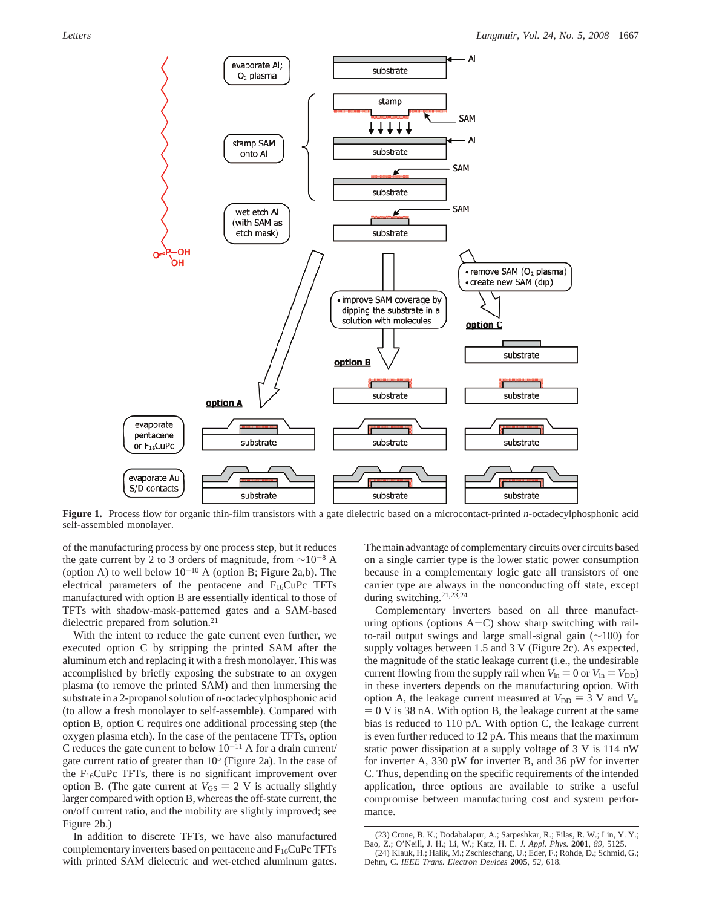**Figure 1.** Process flow for organic thin-film transistors with a gate dielectric based on a microcontact-printed *n*-octadecylphosphonic acid self-assembled monolayer.

of the manufacturing process by one process step, but it reduces the gate current by 2 to 3 orders of magnitude, from $\sim 10^{-8}$ A (option A) to well below $10^{-10}$ A (option B; Figure 2a,b). The electrical parameters of the pentacene and $F_{16}$CuPc TFTs manufactured with option B are essentially identical to those of TFTs with shadow-mask-patterned gates and a SAM-based dielectric prepared from solution.[21]

With the intent to reduce the gate current even further, we executed option C by stripping the printed SAM after the aluminum etch and replacing it with a fresh monolayer. This was accomplished by briefly exposing the substrate to an oxygen plasma (to remove the printed SAM) and then immersing the substrate in a 2-propanol solution of *n*-octadecylphosphonic acid (to allow a fresh monolayer to self-assemble). Compared with option B, option C requires one additional processing step (the oxygen plasma etch). In the case of the pentacene TFTs, option C reduces the gate current to below $10^{-11}$ A for a drain current/gate current ratio of greater than $10^5$ (Figure 2a). In the case of the $F_{16}$CuPc TFTs, there is no significant improvement over option B. (The gate current at $V_{GS} = 2$ V is actually slightly larger compared with option B, whereas the off-state current, the on/off current ratio, and the mobility are slightly improved; see Figure 2b.)

In addition to discrete TFTs, we have also manufactured complementary inverters based on pentacene and $F_{16}$CuPc TFTs with printed SAM dielectric and wet-etched aluminum gates. The main advantage of complementary circuits over circuits based on a single carrier type is the lower static power consumption because in a complementary logic gate all transistors of one carrier type are always in the nonconducting off state, except during switching.[21,23,24]

Complementary inverters based on all three manufacturing options (options A−C) show sharp switching with rail-to-rail output swings and large small-signal gain (~100) for supply voltages between 1.5 and 3 V (Figure 2c). As expected, the magnitude of the static leakage current (i.e., the undesirable current flowing from the supply rail when $V_{in} = 0$ or $V_{in} = V_{DD}$) in these inverters depends on the manufacturing option. With option A, the leakage current measured at $V_{DD} = 3$ V and $V_{in} = 0$ V is 38 nA. With option B, the leakage current at the same bias is reduced to 110 pA. With option C, the leakage current is even further reduced to 12 pA. This means that the maximum static power dissipation at a supply voltage of 3 V is 114 nW for inverter A, 330 pW for inverter B, and 36 pW for inverter C. Thus, depending on the specific requirements of the intended application, three options are available to strike a useful compromise between manufacturing cost and system performance.

(23) Crone, B. K.; Dodabalapur, A.; Sarpeshkar, R.; Filas, R. W.; Lin, Y. Y.; Bao, Z.; O'Neill, J. H.; Li, W.; Katz, H. E. *J. Appl. Phys.* **2001**, *89*, 5125.
(24) Klauk, H.; Halik, M.; Zschieschang, U.; Eder, F.; Rohde, D.; Schmid, G.; Dehm, C. *IEEE Trans. Electron Devices* **2005**, *52*, 618.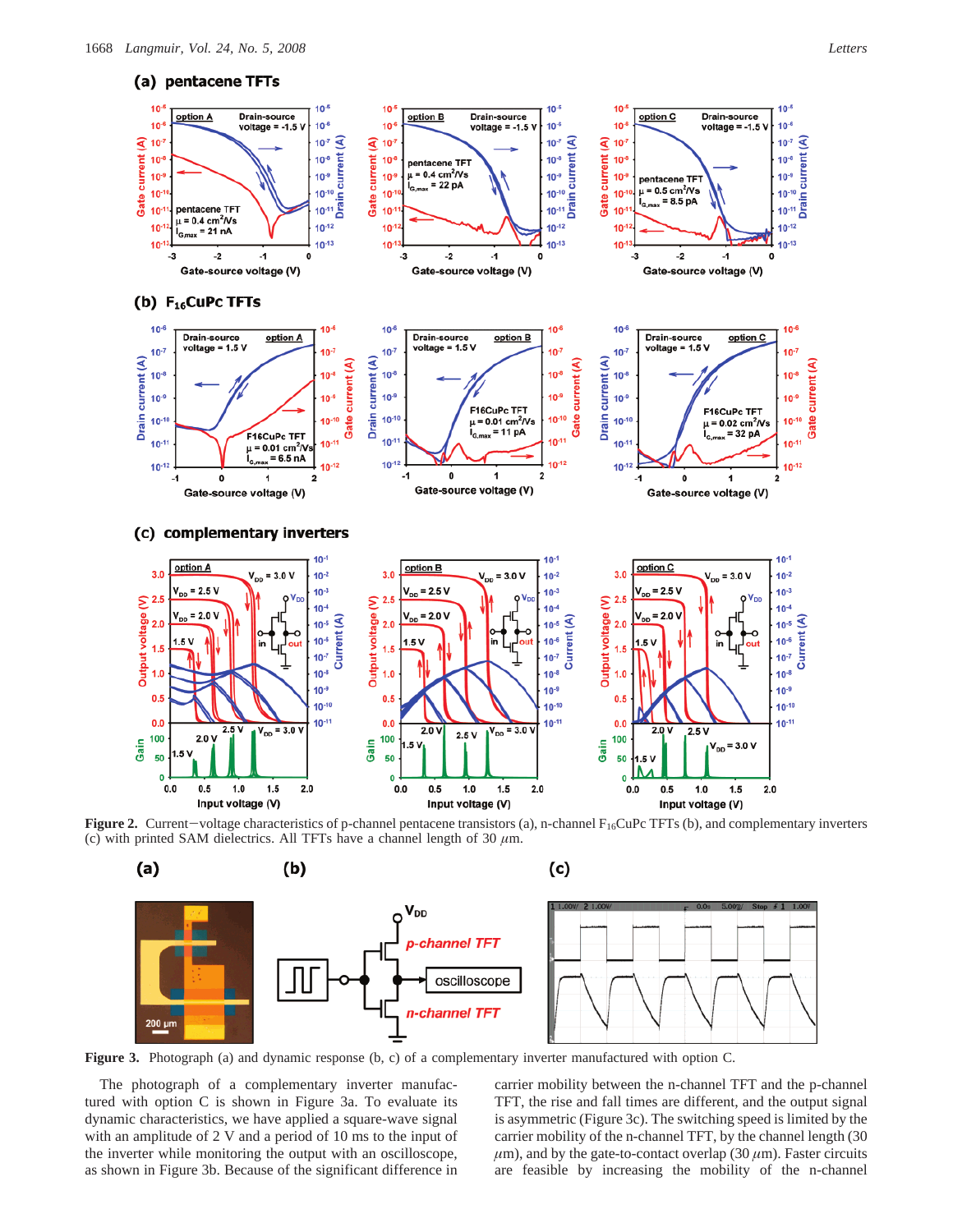**Figure 2.** Current−voltage characteristics of p-channel pentacene transistors (a), n-channel $F_{16}CuPc$ TFTs (b), and complementary inverters (c) with printed SAM dielectrics. All TFTs have a channel length of 30 $\mu$m.

**Figure 3.** Photograph (a) and dynamic response (b, c) of a complementary inverter manufactured with option C.

The photograph of a complementary inverter manufactured with option C is shown in Figure 3a. To evaluate its dynamic characteristics, we have applied a square-wave signal with an amplitude of 2 V and a period of 10 ms to the input of the inverter while monitoring the output with an oscilloscope, as shown in Figure 3b. Because of the significant difference in carrier mobility between the n-channel TFT and the p-channel TFT, the rise and fall times are different, and the output signal is asymmetric (Figure 3c). The switching speed is limited by the carrier mobility of the n-channel TFT, by the channel length (30 $\mu$m), and by the gate-to-contact overlap (30 $\mu$m). Faster circuits are feasible by increasing the mobility of the n-channel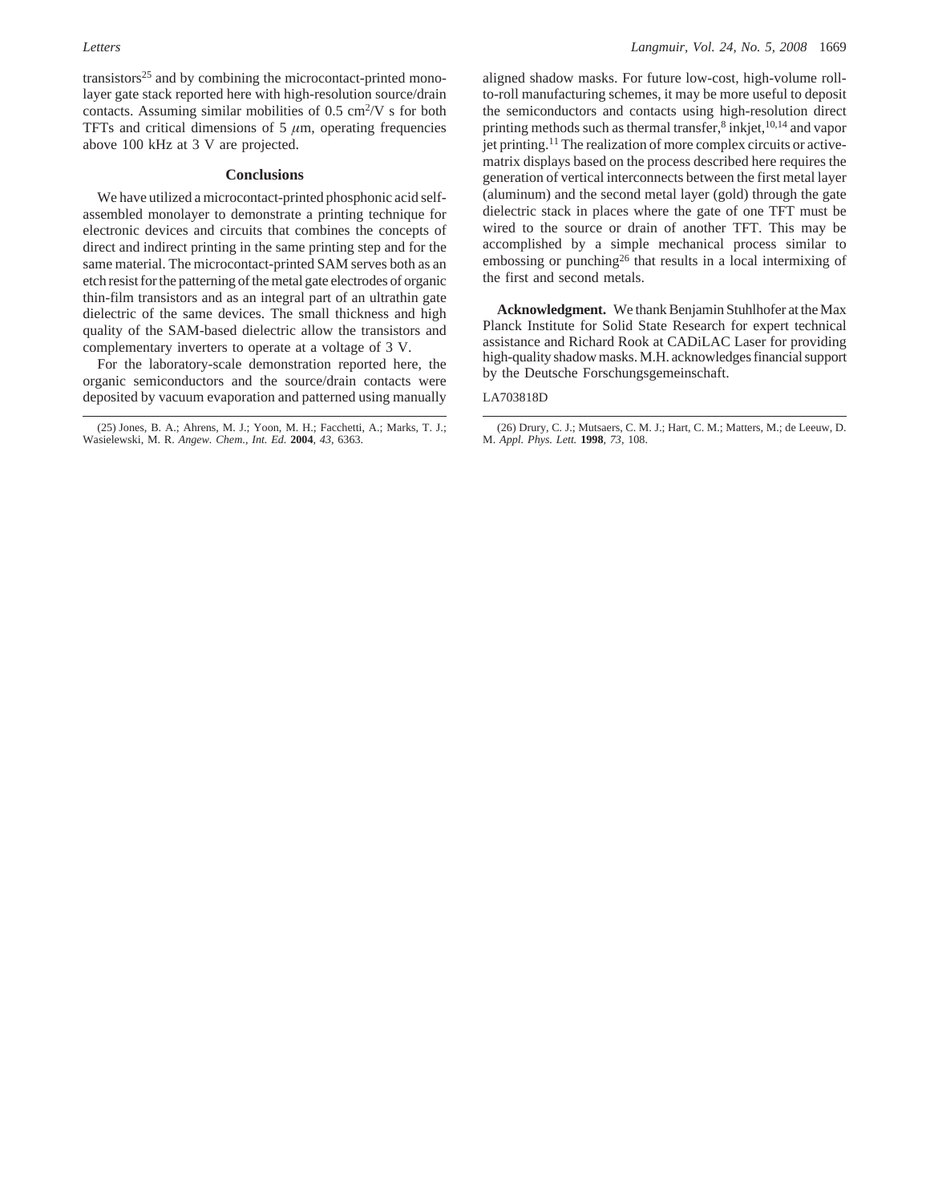transistors[25] and by combining the microcontact-printed monolayer gate stack reported here with high-resolution source/drain contacts. Assuming similar mobilities of 0.5 $cm^2/V$ s for both TFTs and critical dimensions of 5 $\mu$m, operating frequencies above 100 kHz at 3 V are projected.

## Conclusions

We have utilized a microcontact-printed phosphonic acid self-assembled monolayer to demonstrate a printing technique for electronic devices and circuits that combines the concepts of direct and indirect printing in the same printing step and for the same material. The microcontact-printed SAM serves both as an etch resist for the patterning of the metal gate electrodes of organic thin-film transistors and as an integral part of an ultrathin gate dielectric of the same devices. The small thickness and high quality of the SAM-based dielectric allow the transistors and complementary inverters to operate at a voltage of 3 V.

For the laboratory-scale demonstration reported here, the organic semiconductors and the source/drain contacts were deposited by vacuum evaporation and patterned using manually aligned shadow masks. For future low-cost, high-volume roll-to-roll manufacturing schemes, it may be more useful to deposit the semiconductors and contacts using high-resolution direct printing methods such as thermal transfer,[8] inkjet,[10,14] and vapor jet printing.[11] The realization of more complex circuits or active-matrix displays based on the process described here requires the generation of vertical interconnects between the first metal layer (aluminum) and the second metal layer (gold) through the gate dielectric stack in places where the gate of one TFT must be wired to the source or drain of another TFT. This may be accomplished by a simple mechanical process similar to embossing or punching[26] that results in a local intermixing of the first and second metals.

**Acknowledgment.** We thank Benjamin Stuhlhofer at the Max Planck Institute for Solid State Research for expert technical assistance and Richard Rook at CADiLAC Laser for providing high-quality shadow masks. M.H. acknowledges financial support by the Deutsche Forschungsgemeinschaft.

LA703818D

(25) Jones, B. A.; Ahrens, M. J.; Yoon, M. H.; Facchetti, A.; Marks, T. J.; Wasielewski, M. R. *Angew. Chem., Int. Ed.* **2004**, *43*, 6363.

(26) Drury, C. J.; Mutsaers, C. M. J.; Hart, C. M.; Matters, M.; de Leeuw, D. M. *Appl. Phys. Lett.* **1998**, *73*, 108.